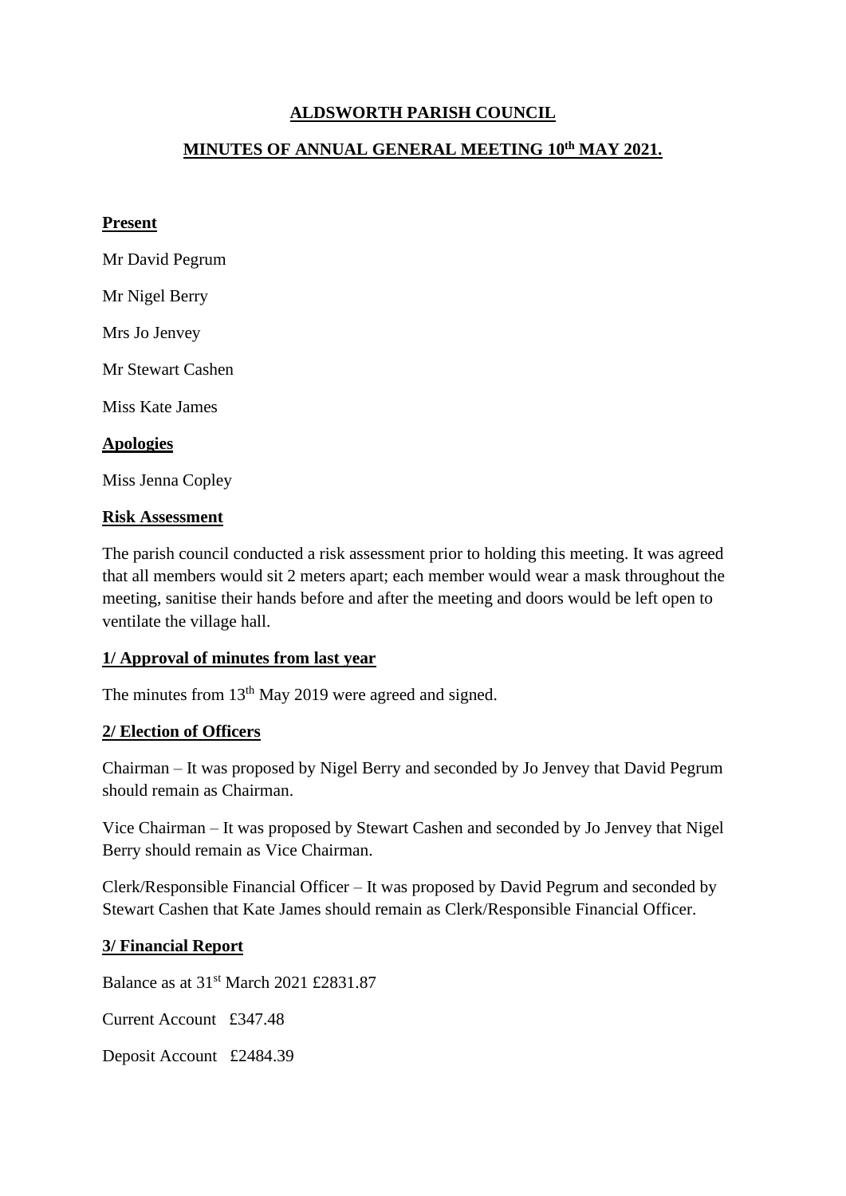# ALDSWORTH PARISH COUNCIL

## MINUTES OF ANNUAL GENERAL MEETING 10th MAY 2021.

**Present**

Mr David Pegrum

Mr Nigel Berry

Mrs Jo Jenvey

Mr Stewart Cashen

Miss Kate James

**Apologies**

Miss Jenna Copley

**Risk Assessment**

The parish council conducted a risk assessment prior to holding this meeting. It was agreed that all members would sit 2 meters apart; each member would wear a mask throughout the meeting, sanitise their hands before and after the meeting and doors would be left open to ventilate the village hall.

**1/ Approval of minutes from last year**

The minutes from 13th May 2019 were agreed and signed.

**2/ Election of Officers**

Chairman – It was proposed by Nigel Berry and seconded by Jo Jenvey that David Pegrum should remain as Chairman.

Vice Chairman – It was proposed by Stewart Cashen and seconded by Jo Jenvey that Nigel Berry should remain as Vice Chairman.

Clerk/Responsible Financial Officer – It was proposed by David Pegrum and seconded by Stewart Cashen that Kate James should remain as Clerk/Responsible Financial Officer.

**3/ Financial Report**

Balance as at 31st March 2021 £2831.87

Current Account £347.48

Deposit Account £2484.39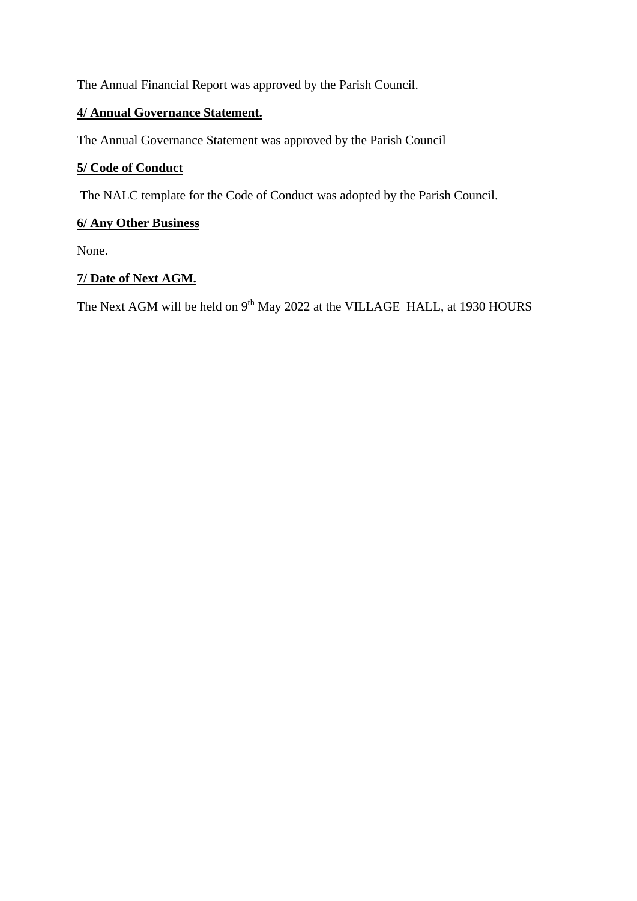The Annual Financial Report was approved by the Parish Council.

**4/ Annual Governance Statement.**

The Annual Governance Statement was approved by the Parish Council

**5/ Code of Conduct**

The NALC template for the Code of Conduct was adopted by the Parish Council.

**6/ Any Other Business**

None.

**7/ Date of Next AGM.**

The Next AGM will be held on 9th May 2022 at the VILLAGE HALL, at 1930 HOURS